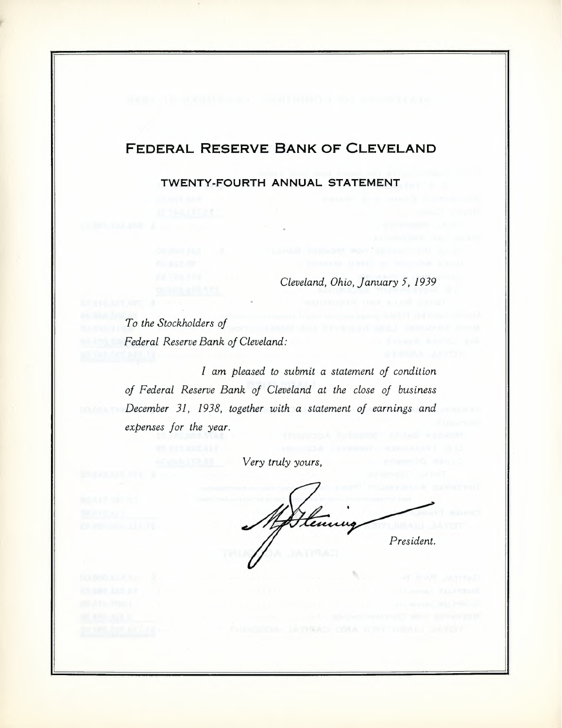# FEDERAL RESERVE BANK OF CLEVELAND

## TWENTY-FOURTH ANNUAL STATEMENT

*Cleveland, Ohio, January 5, 1939*

*To the Stockholders of*
*Federal Reserve Bank of Cleveland:*

*I am pleased to submit a statement of condition of Federal Reserve Bank of Cleveland at the close of business December 31, 1938, together with a statement of earnings and expenses for the year.*

*Very truly yours,*

M. J. Fleming

*President.*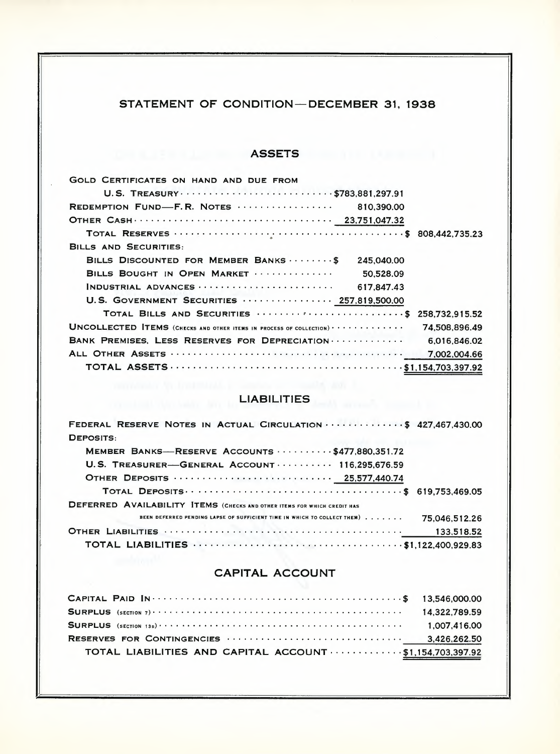## STATEMENT OF CONDITION—DECEMBER 31, 1938

### ASSETS

| | | |
|---|---|---|
| GOLD CERTIFICATES ON HAND AND DUE FROM U. S. TREASURY | $783,881,297.91 | |
| REDEMPTION FUND—F. R. NOTES | 810,390.00 | |
| OTHER CASH | 23,751,047.32 | |
| TOTAL RESERVES | | $ 808,442,735.23 |
| BILLS AND SECURITIES: | | |
| BILLS DISCOUNTED FOR MEMBER BANKS | $ 245,040.00 | |
| BILLS BOUGHT IN OPEN MARKET | 50,528.09 | |
| INDUSTRIAL ADVANCES | 617,847.43 | |
| U. S. GOVERNMENT SECURITIES | 257,819,500.00 | |
| TOTAL BILLS AND SECURITIES | | $ 258,732,915.52 |
| UNCOLLECTED ITEMS (CHECKS AND OTHER ITEMS IN PROCESS OF COLLECTION) | | 74,508,896.49 |
| BANK PREMISES, LESS RESERVES FOR DEPRECIATION | | 6,016,846.02 |
| ALL OTHER ASSETS | | 7,002,004.66 |
| TOTAL ASSETS | | $1,154,703,397.92 |

### LIABILITIES

| | | |
|---|---|---|
| FEDERAL RESERVE NOTES IN ACTUAL CIRCULATION | | $ 427,467,430.00 |
| DEPOSITS: | | |
| MEMBER BANKS—RESERVE ACCOUNTS | $477,880,351.72 | |
| U. S. TREASURER—GENERAL ACCOUNT | 116,295,676.59 | |
| OTHER DEPOSITS | 25,577,440.74 | |
| TOTAL DEPOSITS | | $ 619,753,469.05 |
| DEFERRED AVAILABILITY ITEMS (CHECKS AND OTHER ITEMS FOR WHICH CREDIT HAS BEEN DEFERRED PENDING LAPSE OF SUFFICIENT TIME IN WHICH TO COLLECT THEM) | | 75,046,512.26 |
| OTHER LIABILITIES | | 133,518.52 |
| TOTAL LIABILITIES | | $1,122,400,929.83 |

### CAPITAL ACCOUNT

| | |
|---|---|
| CAPITAL PAID IN | $ 13,546,000.00 |
| SURPLUS (SECTION 7) | 14,322,789.59 |
| SURPLUS (SECTION 13B) | 1,007,416.00 |
| RESERVES FOR CONTINGENCIES | 3,426,262.50 |
| TOTAL LIABILITIES AND CAPITAL ACCOUNT | $1,154,703,397.92 |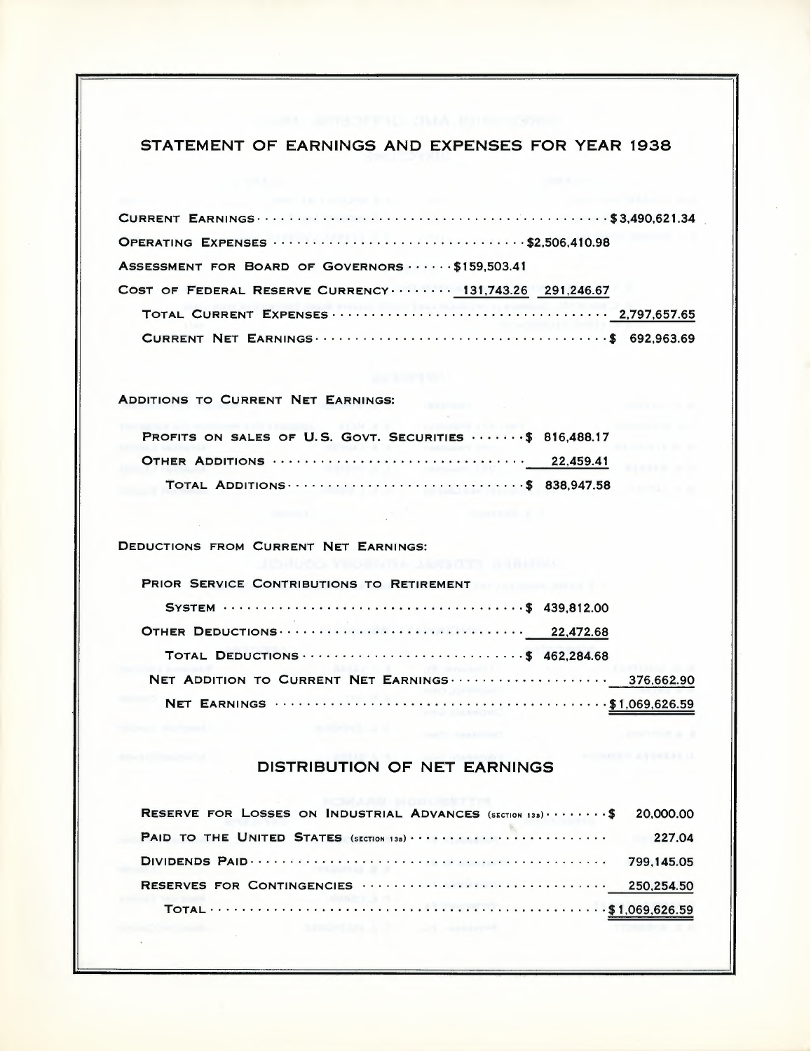## STATEMENT OF EARNINGS AND EXPENSES FOR YEAR 1938

| | | | |
|---|---|---|---|
| CURRENT EARNINGS | | | $3,490,621.34 |
| OPERATING EXPENSES | | $2,506,410.98 | |
| ASSESSMENT FOR BOARD OF GOVERNORS | $159,503.41 | | |
| COST OF FEDERAL RESERVE CURRENCY | 131,743.26 | 291,246.67 | |
| TOTAL CURRENT EXPENSES | | | 2,797,657.65 |
| CURRENT NET EARNINGS | | | $ 692,963.69 |

ADDITIONS TO CURRENT NET EARNINGS:

| | | |
|---|---|---|
| PROFITS ON SALES OF U. S. GOVT. SECURITIES | $ 816,488.17 | |
| OTHER ADDITIONS | 22,459.41 | |
| TOTAL ADDITIONS | $ 838,947.58 | |

DEDUCTIONS FROM CURRENT NET EARNINGS:

| | | |
|---|---|---|
| PRIOR SERVICE CONTRIBUTIONS TO RETIREMENT SYSTEM | $ 439,812.00 | |
| OTHER DEDUCTIONS | 22,472.68 | |
| TOTAL DEDUCTIONS | $ 462,284.68 | |
| NET ADDITION TO CURRENT NET EARNINGS | | 376,662.90 |
| NET EARNINGS | | $1,069,626.59 |

## DISTRIBUTION OF NET EARNINGS

| | |
|---|---|
| RESERVE FOR LOSSES ON INDUSTRIAL ADVANCES (SECTION 13B) | $ 20,000.00 |
| PAID TO THE UNITED STATES (SECTION 13B) | 227.04 |
| DIVIDENDS PAID | 799,145.05 |
| RESERVES FOR CONTINGENCIES | 250,254.50 |
| TOTAL | $1,069,626.59 |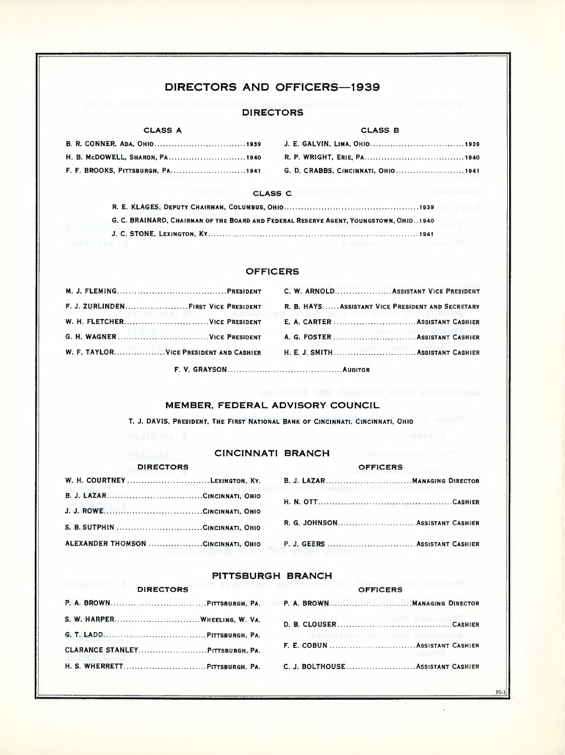# DIRECTORS AND OFFICERS—1939

## DIRECTORS

### CLASS A

B. R. CONNER, Ada, Ohio....................1939
H. B. McDOWELL, Sharon, Pa....................1940
F. F. BROOKS, Pittsburgh, Pa....................1941

### CLASS B

J. E. GALVIN, Lima, Ohio....................1939
R. P. WRIGHT, Erie, Pa....................1940
G. D. CRABBS, Cincinnati, Ohio....................1941

### CLASS C

R. E. KLAGES, Deputy Chairman, Columbus, Ohio....................1939
G. C. BRAINARD, Chairman of the Board and Federal Reserve Agent, Youngstown, Ohio..1940
J. C. STONE, Lexington, Ky....................1941

## OFFICERS

M. J. FLEMING....................President
F. J. ZURLINDEN....................First Vice President
W. H. FLETCHER....................Vice President
G. H. WAGNER....................Vice President
W. F. TAYLOR....................Vice President and Cashier
C. W. ARNOLD....................Assistant Vice President
R. B. HAYS......Assistant Vice President and Secretary
E. A. CARTER....................Assistant Cashier
A. G. FOSTER....................Assistant Cashier
H. E. J. SMITH....................Assistant Cashier
F. V. GRAYSON....................Auditor

## MEMBER, FEDERAL ADVISORY COUNCIL

T. J. DAVIS, President, The First National Bank of Cincinnati, Cincinnati, Ohio

## CINCINNATI BRANCH

### DIRECTORS

W. H. COURTNEY....................Lexington, Ky.
B. J. LAZAR....................Cincinnati, Ohio
J. J. ROWE....................Cincinnati, Ohio
S. B. SUTPHIN....................Cincinnati, Ohio
ALEXANDER THOMSON....................Cincinnati, Ohio

### OFFICERS

B. J. LAZAR....................Managing Director
H. N. OTT....................Cashier
R. G. JOHNSON....................Assistant Cashier
P. J. GEERS....................Assistant Cashier

## PITTSBURGH BRANCH

### DIRECTORS

P. A. BROWN....................Pittsburgh, Pa.
S. W. HARPER....................Wheeling, W. Va.
G. T. LADD....................Pittsburgh, Pa.
CLARANCE STANLEY....................Pittsburgh, Pa.
H. S. WHERRETT....................Pittsburgh, Pa.

### OFFICERS

P. A. BROWN....................Managing Director
D. B. CLOUSER....................Cashier
F. E. COBUN....................Assistant Cashier
C. J. BOLTHOUSE....................Assistant Cashier